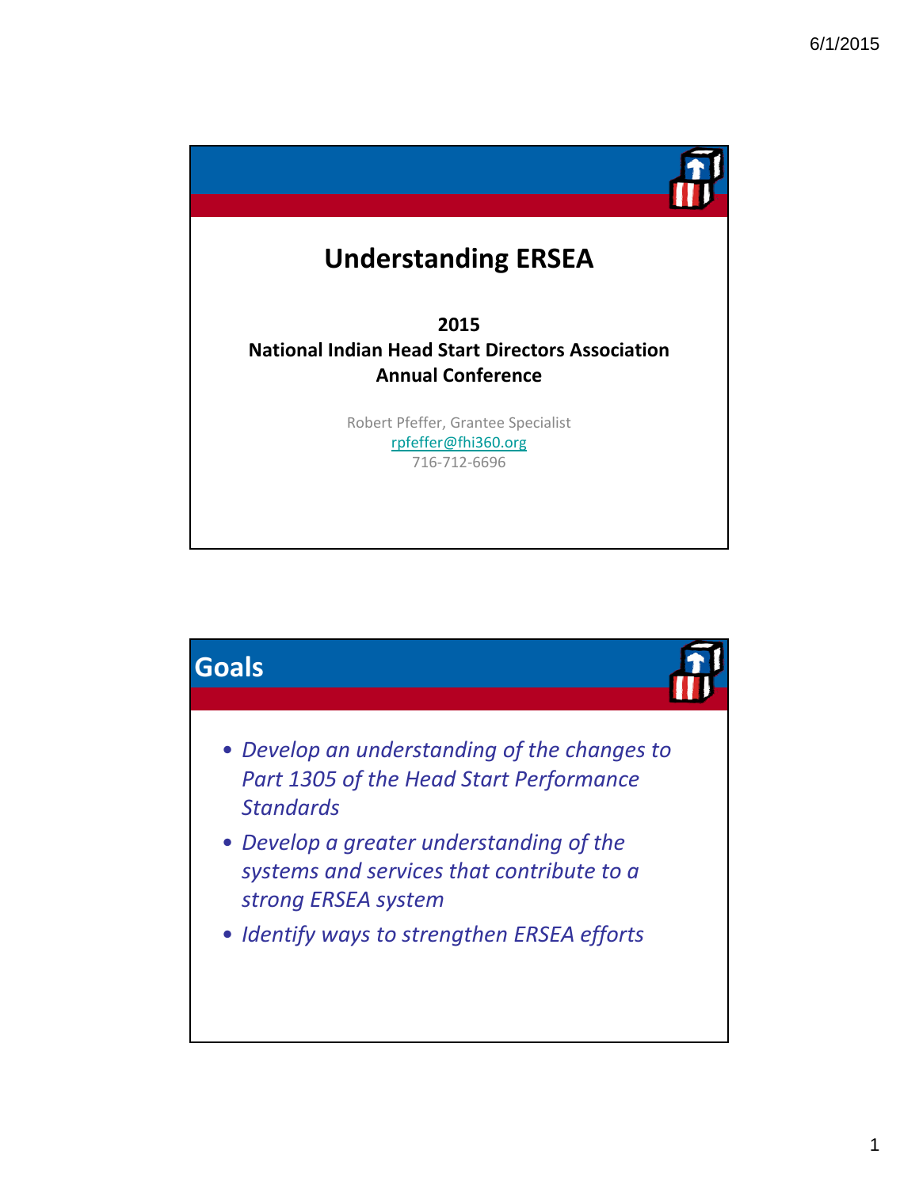# Understanding ERSEA

**2015**
**National Indian Head Start Directors Association Annual Conference**

Robert Pfeffer, Grantee Specialist
rpfeffer@fhi360.org
716-712-6696

## Goals

- *Develop an understanding of the changes to Part 1305 of the Head Start Performance Standards*
- *Develop a greater understanding of the systems and services that contribute to a strong ERSEA system*
- *Identify ways to strengthen ERSEA efforts*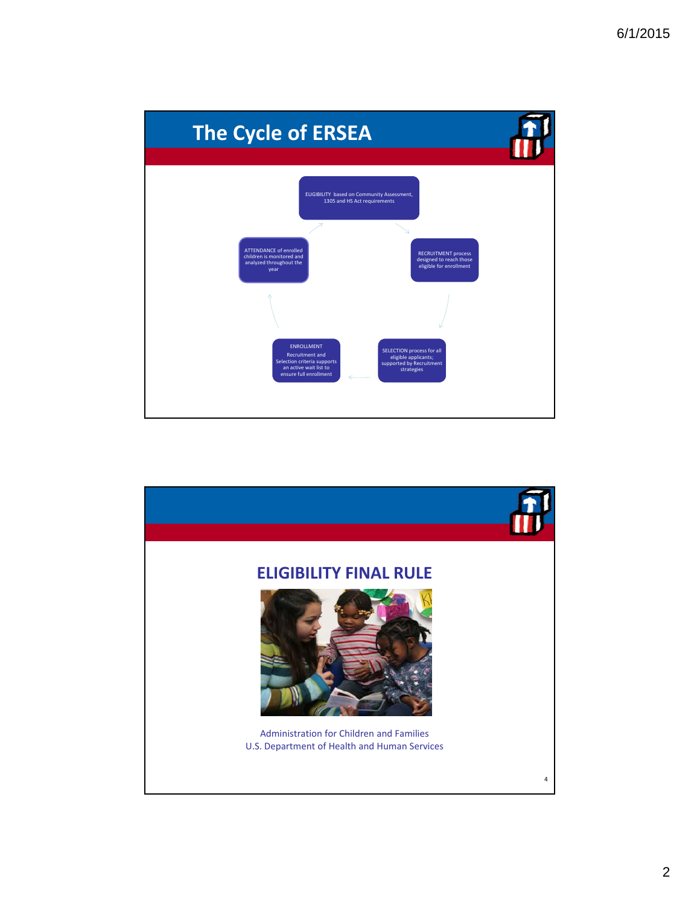## The Cycle of ERSEA

ELIGIBILITY based on Community Assessment, 1305 and HS Act requirements

RECRUITMENT process designed to reach those eligible for enrollment

SELECTION process for all eligible applicants; supported by Recruitment strategies

ENROLLMENT Recruitment and Selection criteria supports an active wait list to ensure full enrollment

ATTENDANCE of enrolled children is monitored and analyzed throughout the year

---

## ELIGIBILITY FINAL RULE

Administration for Children and Families
U.S. Department of Health and Human Services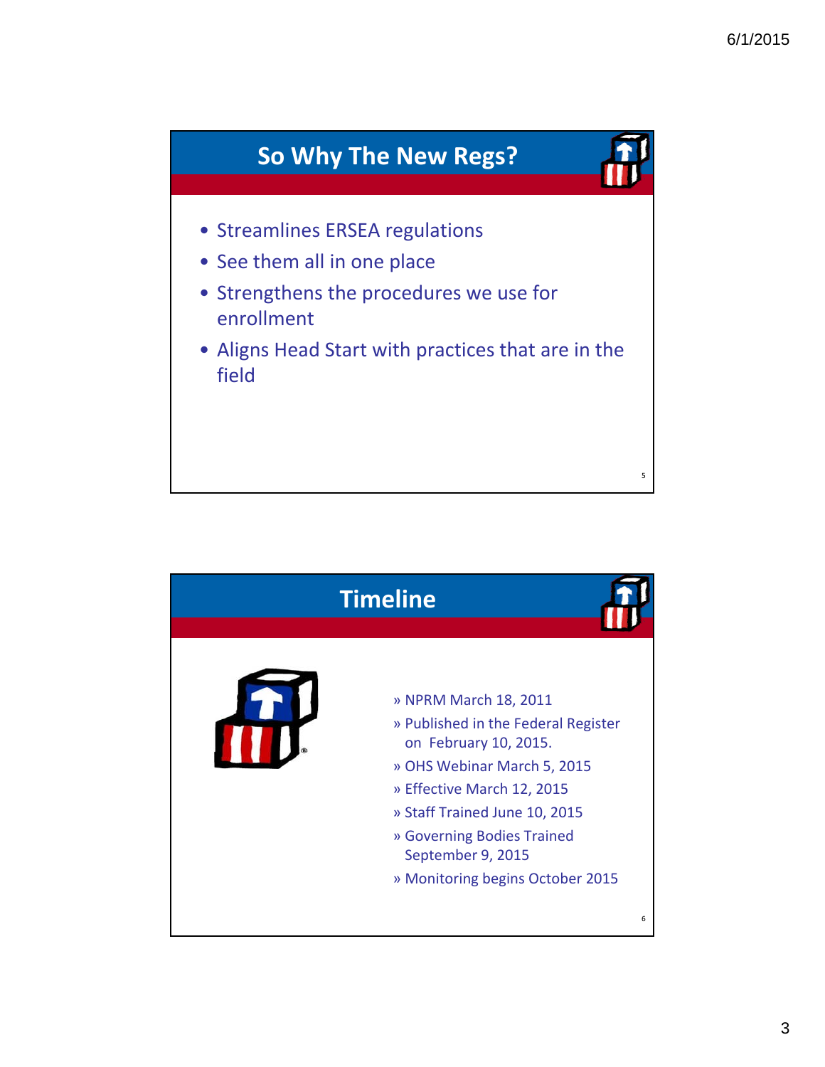## So Why The New Regs?

- Streamlines ERSEA regulations
- See them all in one place
- Strengthens the procedures we use for enrollment
- Aligns Head Start with practices that are in the field

## Timeline

» NPRM March 18, 2011

» Published in the Federal Register on February 10, 2015.

» OHS Webinar March 5, 2015

» Effective March 12, 2015

» Staff Trained June 10, 2015

» Governing Bodies Trained September 9, 2015

» Monitoring begins October 2015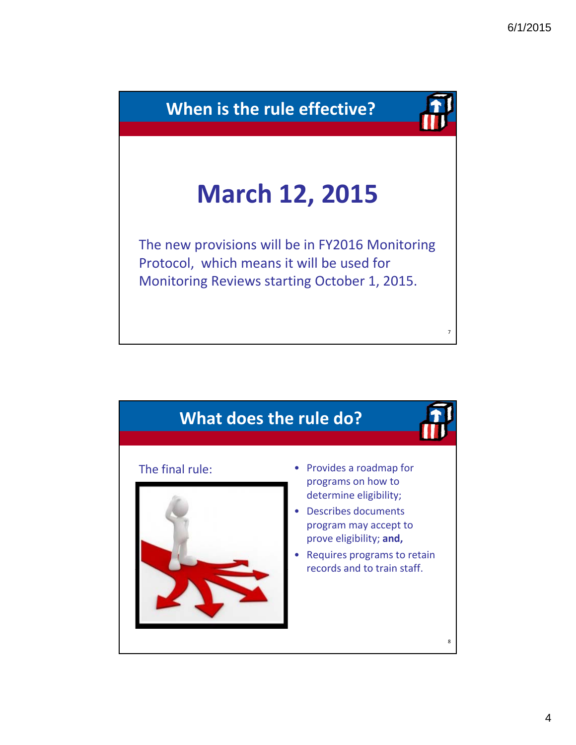## When is the rule effective?

# March 12, 2015

The new provisions will be in FY2016 Monitoring Protocol, which means it will be used for Monitoring Reviews starting October 1, 2015.

## What does the rule do?

The final rule:

- Provides a roadmap for programs on how to determine eligibility;
- Describes documents program may accept to prove eligibility; **and,**
- Requires programs to retain records and to train staff.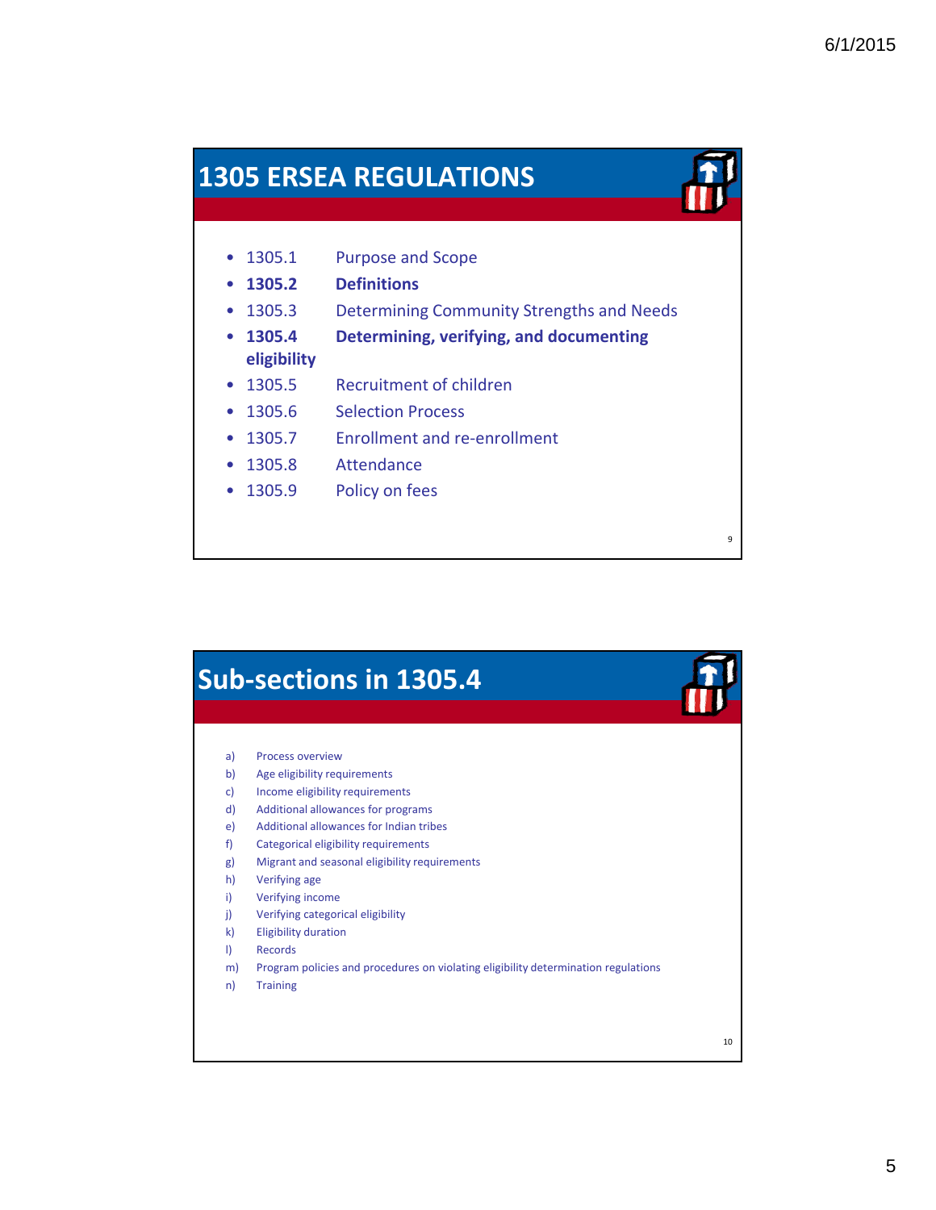## 1305 ERSEA REGULATIONS

- 1305.1 Purpose and Scope
- **1305.2 Definitions**
- 1305.3 Determining Community Strengths and Needs
- **1305.4 Determining, verifying, and documenting eligibility**
- 1305.5 Recruitment of children
- 1305.6 Selection Process
- 1305.7 Enrollment and re-enrollment
- 1305.8 Attendance
- 1305.9 Policy on fees

## Sub-sections in 1305.4

a) Process overview
b) Age eligibility requirements
c) Income eligibility requirements
d) Additional allowances for programs
e) Additional allowances for Indian tribes
f) Categorical eligibility requirements
g) Migrant and seasonal eligibility requirements
h) Verifying age
i) Verifying income
j) Verifying categorical eligibility
k) Eligibility duration
l) Records
m) Program policies and procedures on violating eligibility determination regulations
n) Training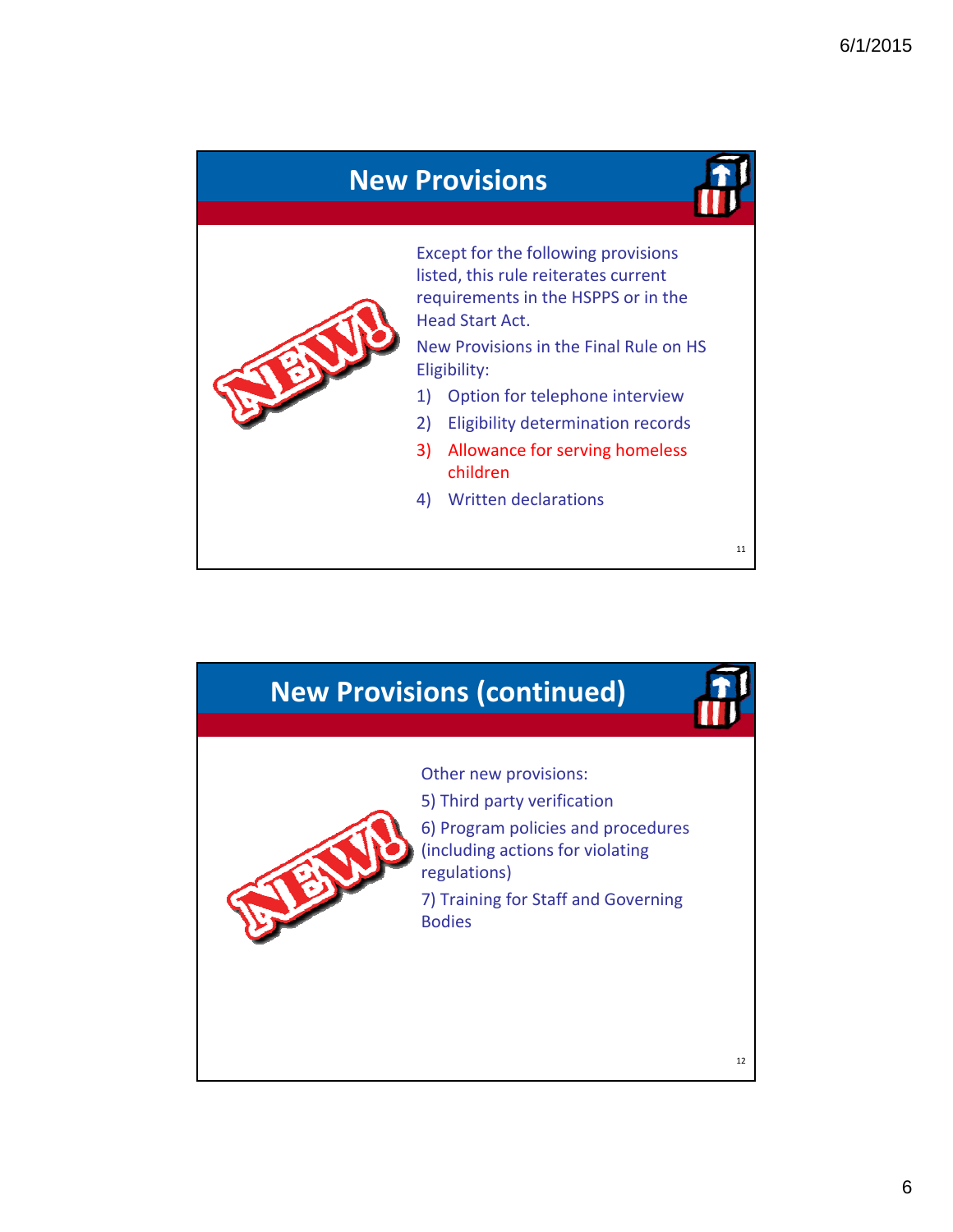## New Provisions

Except for the following provisions listed, this rule reiterates current requirements in the HSPPS or in the Head Start Act.

New Provisions in the Final Rule on HS Eligibility:

1) Option for telephone interview
2) Eligibility determination records
3) Allowance for serving homeless children
4) Written declarations

## New Provisions (continued)

Other new provisions:

5) Third party verification

6) Program policies and procedures (including actions for violating regulations)

7) Training for Staff and Governing Bodies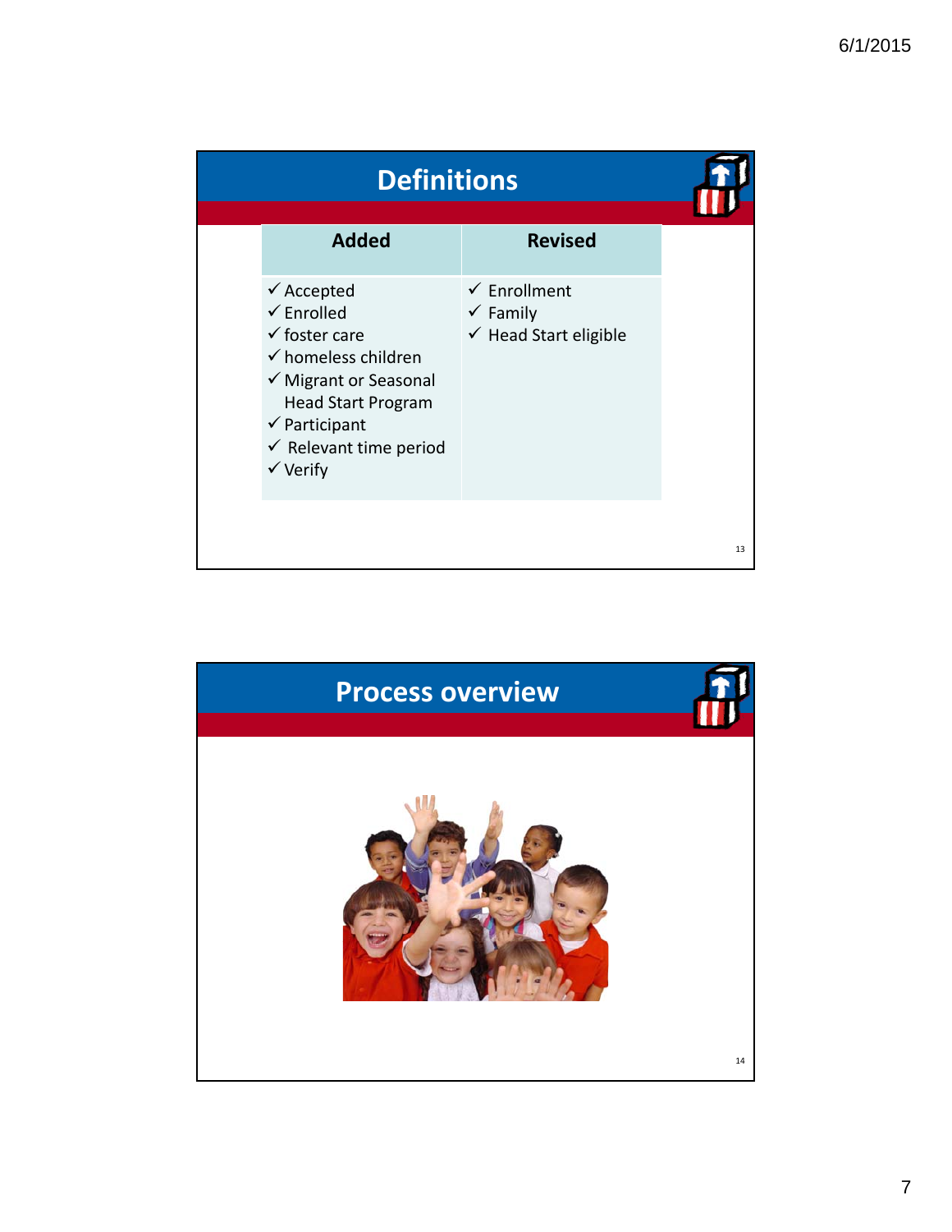## Definitions

| Added | Revised |
|---|---|
| ✓ Accepted<br>✓ Enrolled<br>✓ foster care<br>✓ homeless children<br>✓ Migrant or Seasonal Head Start Program<br>✓ Participant<br>✓ Relevant time period<br>✓ Verify | ✓ Enrollment<br>✓ Family<br>✓ Head Start eligible |

## Process overview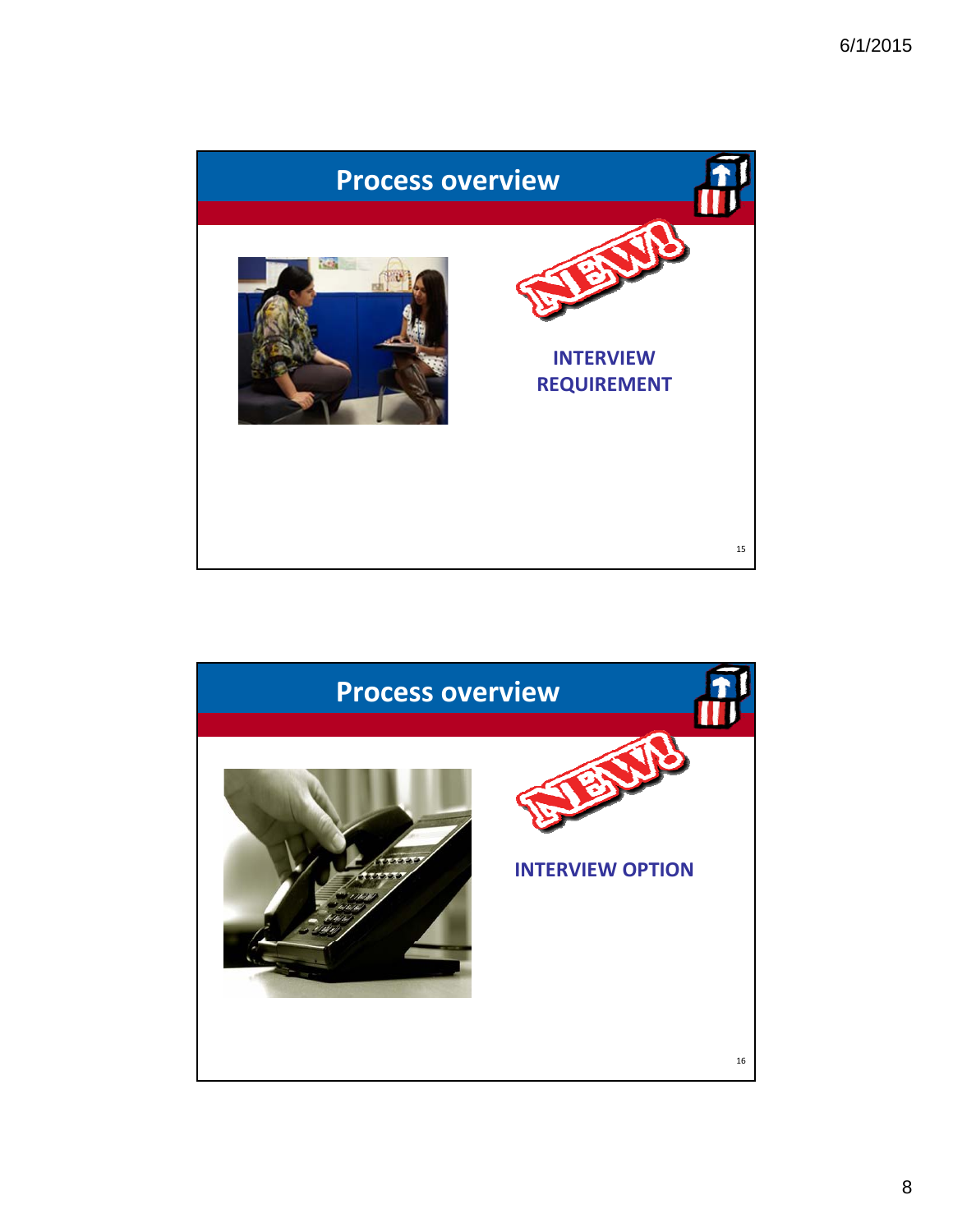## Process overview

NEW!

**INTERVIEW REQUIREMENT**

## Process overview

NEW!

**INTERVIEW OPTION**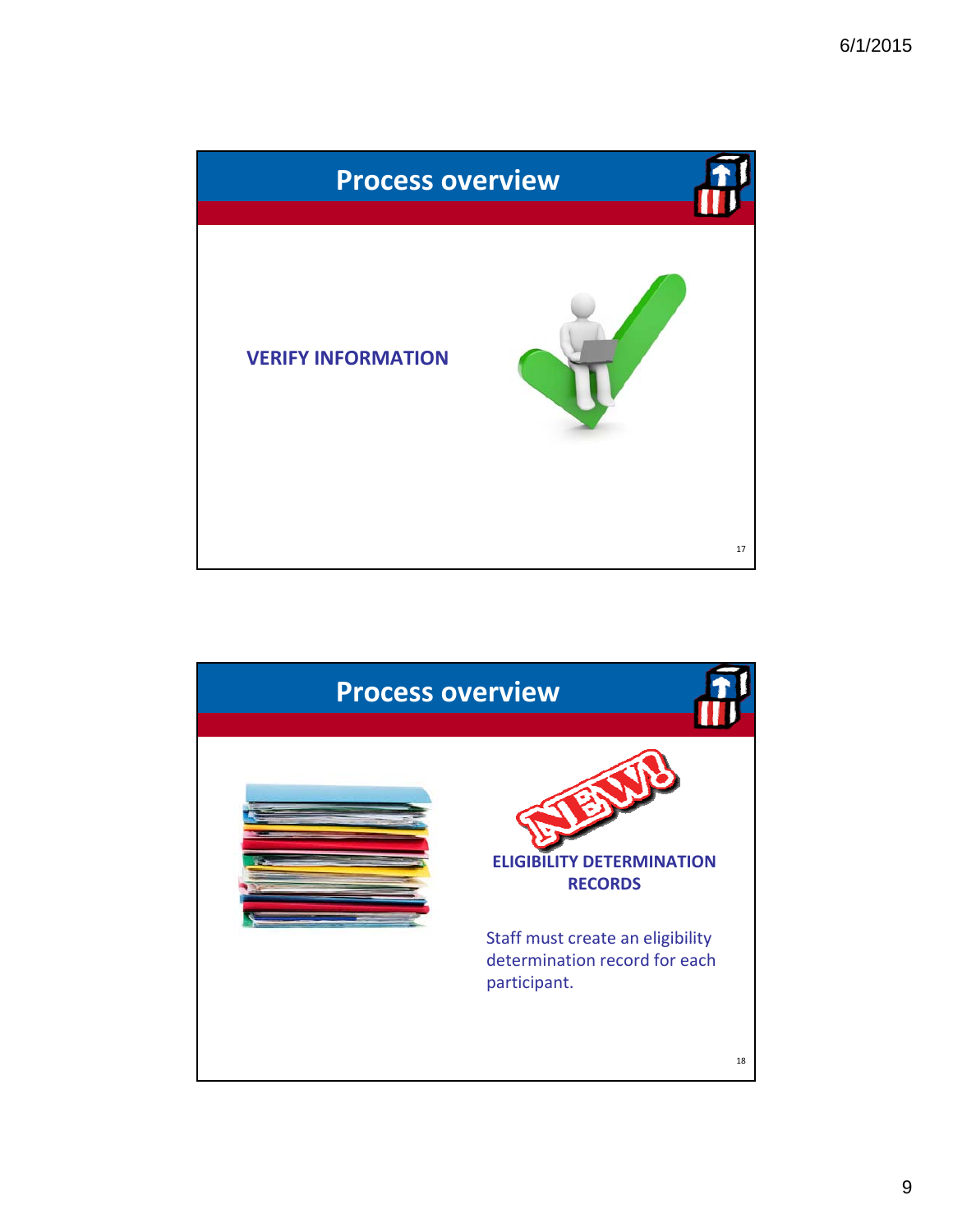## Process overview

**VERIFY INFORMATION**

## Process overview

NEW!

**ELIGIBILITY DETERMINATION RECORDS**

Staff must create an eligibility determination record for each participant.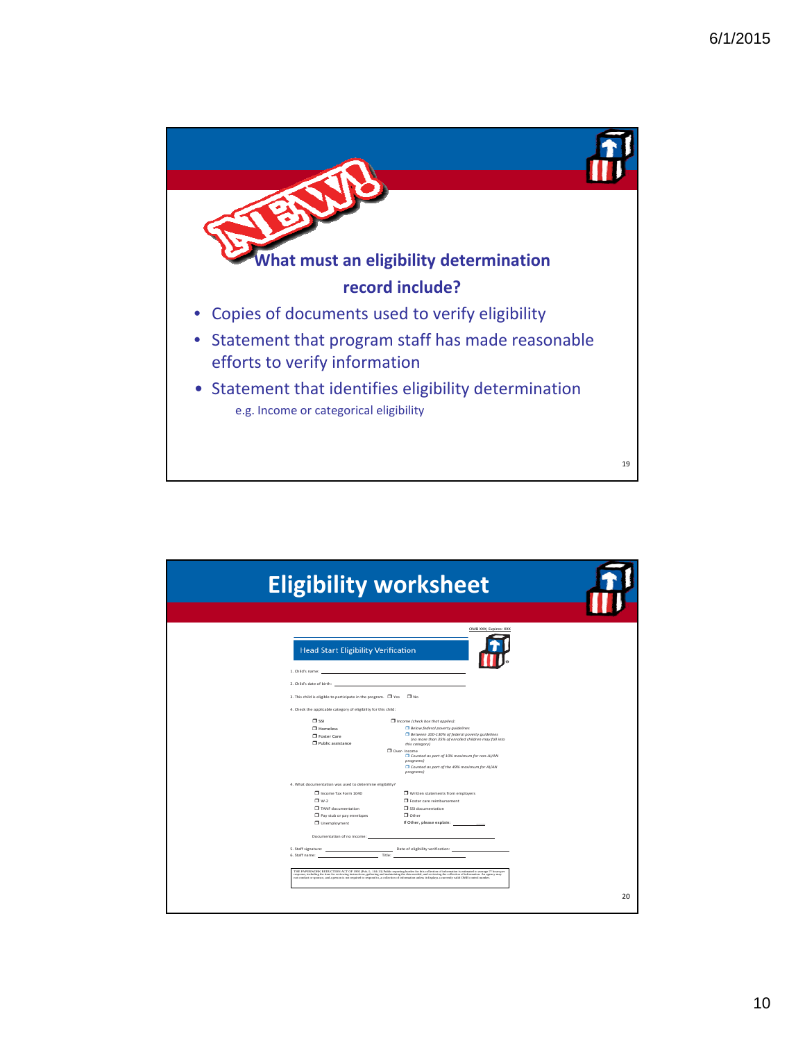## NEW! What must an eligibility determination record include?

- Copies of documents used to verify eligibility
- Statement that program staff has made reasonable efforts to verify information
- Statement that identifies eligibility determination
  - e.g. Income or categorical eligibility

## Eligibility worksheet

OMB XXX; Expires: XXX

### Head Start Eligibility Verification

1. Child's name: ______________________
2. Child's date of birth: ______________________
3. This child is eligible to participate in the program. ❐ Yes ❐ No
4. Check the applicable category of eligibility for this child:
   - ❐ SSI
   - ❐ Homeless
   - ❐ Foster Care
   - ❐ Public assistance
   - ❐ Income (check box that applies):
     - ❐ Below federal poverty guidelines
     - ❐ Between 100-130% of federal poverty guidelines (no more than 35% of enrolled children may fall into this category)
   - ❐ Over- Income
     - ❐ Counted as part of 10% maximum for non-AI/AN programs)
     - ❐ Counted as part of the 49% maximum for AI/AN programs)
4. What documentation was used to determine eligibility?
   - ❐ Income Tax Form 1040
   - ❐ W-2
   - ❐ TANF documentation
   - ❐ Pay stub or pay envelopes
   - ❐ Unemployment
   - ❐ Written statements from employers
   - ❐ Foster care reimbursement
   - ❐ SSI documentation
   - ❐ Other
   - If Other, please explain: __________

   Documentation of no income: ______________________

5. Staff signature: ______________________ Date of eligibility verification: ______________________
6. Staff name: ______________________ Title: ______________________

THE PAPERWORK REDUCTION ACT OF 1995 (Pub. L. 104-13) Public reporting burden for this collection of information is estimated to average ?? hours per response, including the time for reviewing instructions, gathering and maintaining the data needed, and reviewing the collection of information. An agency may not conduct or sponsor, and a person is not required to respond to, a collection of information unless it displays a currently valid OMB control number.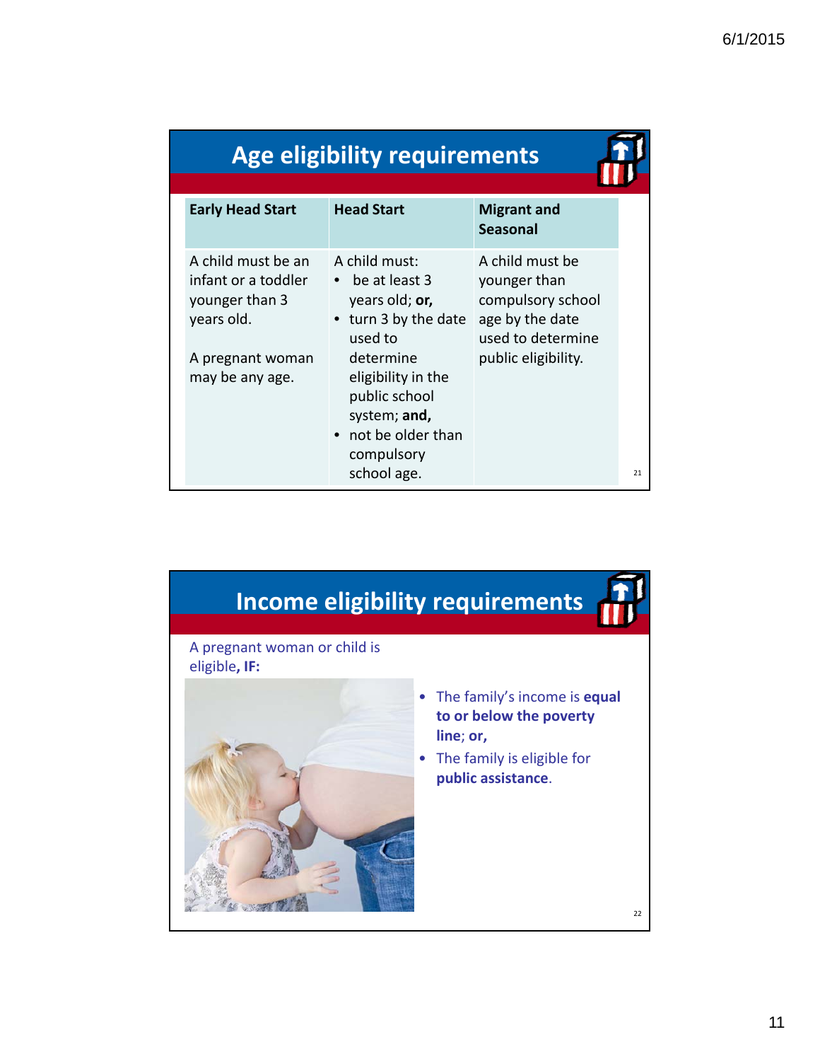## Age eligibility requirements

| Early Head Start | Head Start | Migrant and Seasonal |
|---|---|---|
| A child must be an infant or a toddler younger than 3 years old.<br><br>A pregnant woman may be any age. | A child must:<br>• be at least 3 years old; **or,**<br>• turn 3 by the date used to determine eligibility in the public school system; **and,**<br>• not be older than compulsory school age. | A child must be younger than compulsory school age by the date used to determine public eligibility. |

## Income eligibility requirements

A pregnant woman or child is eligible**, IF:**

- The family's income is **equal to or below the poverty line**; **or,**
- The family is eligible for **public assistance**.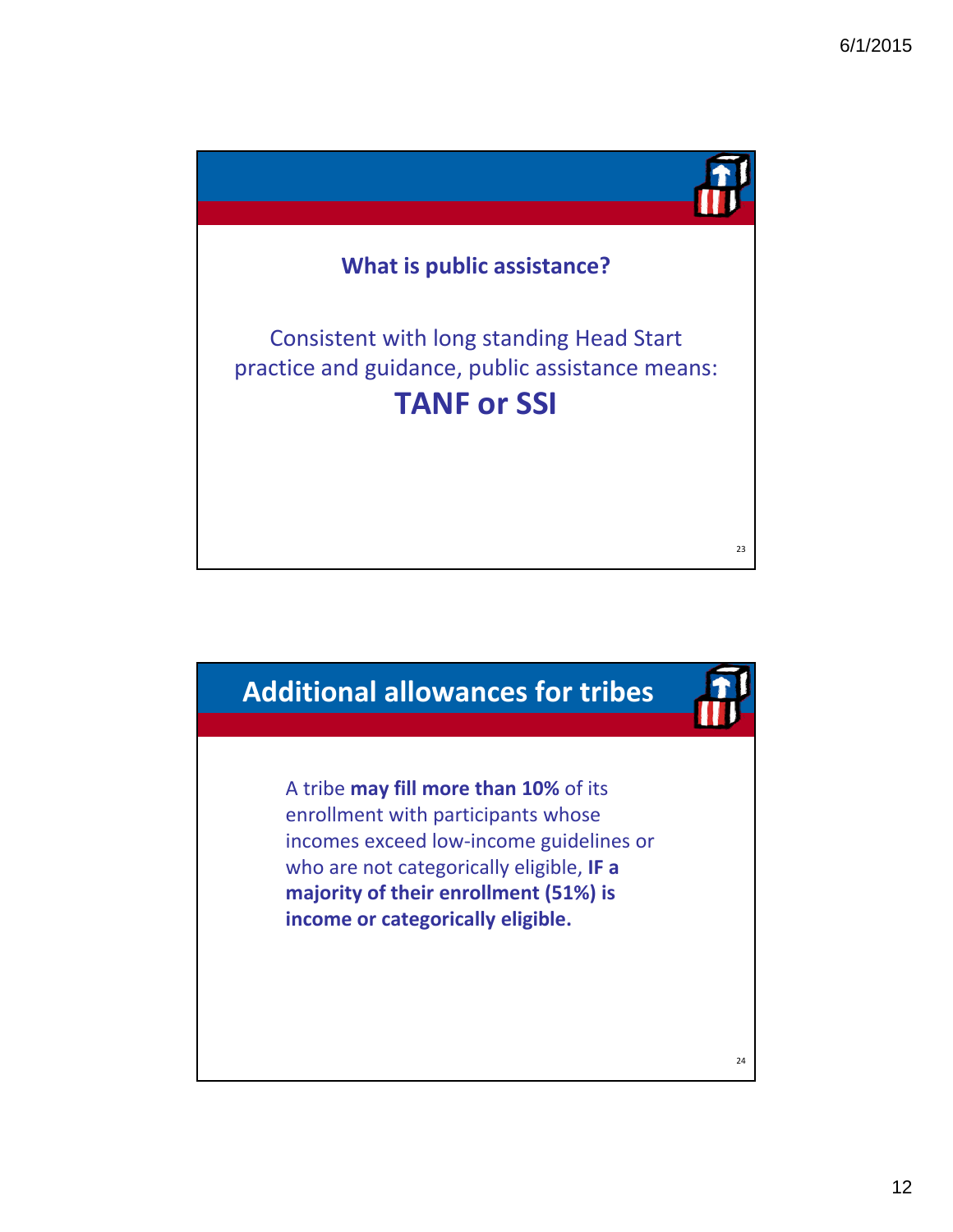**What is public assistance?**

Consistent with long standing Head Start practice and guidance, public assistance means:

**TANF or SSI**

## Additional allowances for tribes

A tribe **may fill more than 10%** of its enrollment with participants whose incomes exceed low-income guidelines or who are not categorically eligible, **IF a majority of their enrollment (51%) is income or categorically eligible.**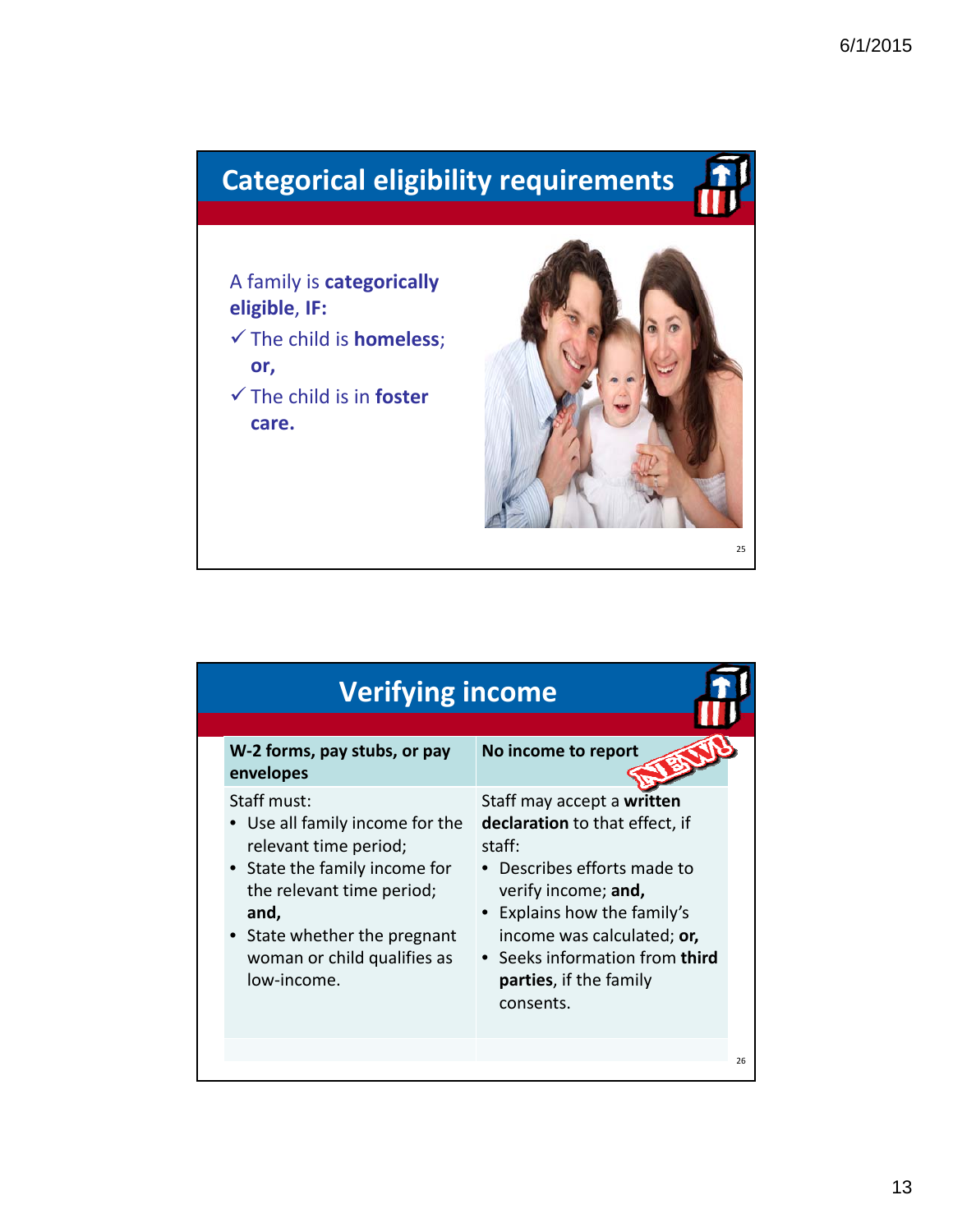## Categorical eligibility requirements

A family is **categorically eligible**, **IF:**

- ✓ The child is **homeless**; **or,**
- ✓ The child is in **foster care.**

## Verifying income

| **W-2 forms, pay stubs, or pay envelopes** | **No income to report** NEW! |
|---|---|
| Staff must:<br>• Use all family income for the relevant time period;<br>• State the family income for the relevant time period; **and,**<br>• State whether the pregnant woman or child qualifies as low-income. | Staff may accept a **written declaration** to that effect, if staff:<br>• Describes efforts made to verify income; **and,**<br>• Explains how the family's income was calculated; **or,**<br>• Seeks information from **third parties**, if the family consents. |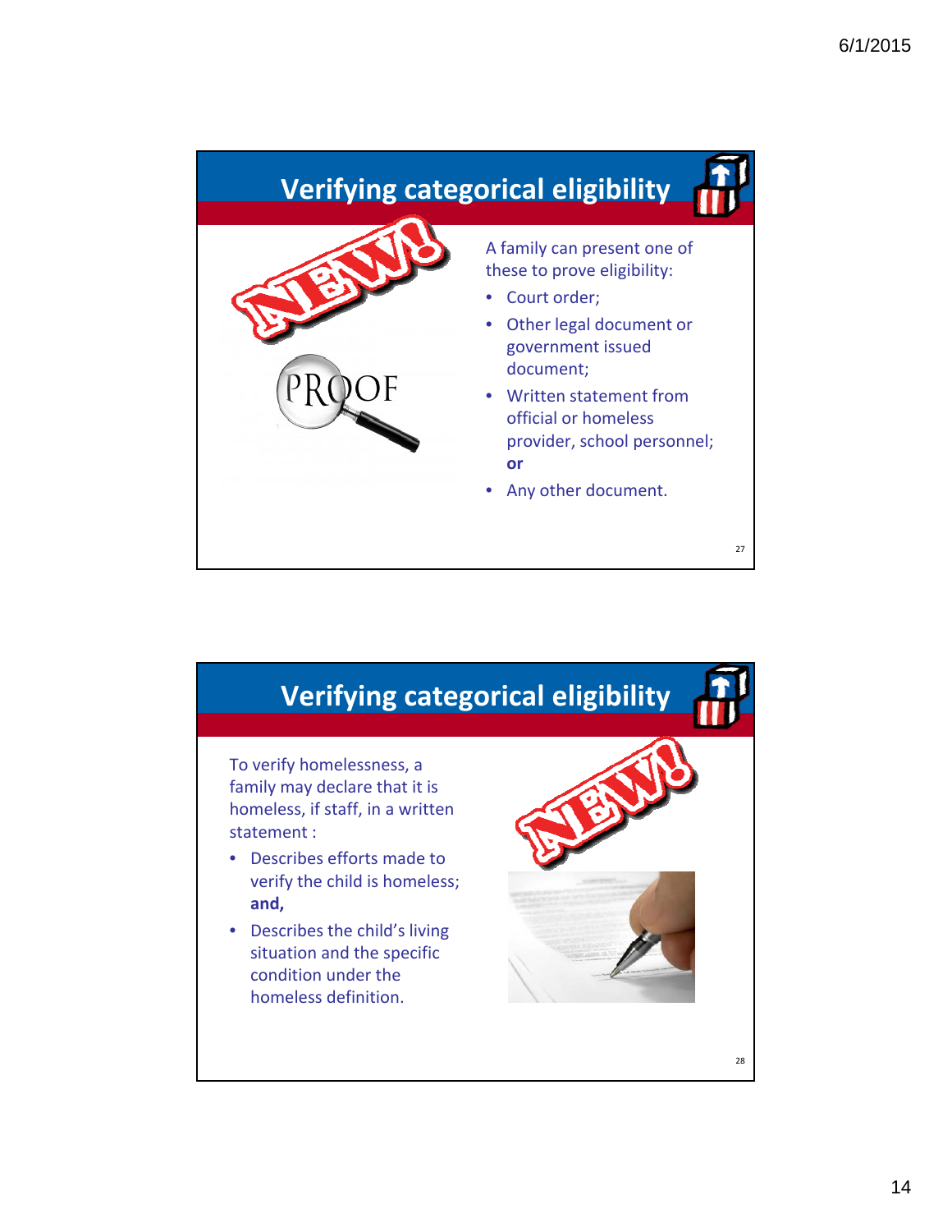## Verifying categorical eligibility

A family can present one of these to prove eligibility:

- Court order;
- Other legal document or government issued document;
- Written statement from official or homeless provider, school personnel; **or**
- Any other document.

## Verifying categorical eligibility

To verify homelessness, a family may declare that it is homeless, if staff, in a written statement :

- Describes efforts made to verify the child is homeless; **and,**
- Describes the child's living situation and the specific condition under the homeless definition.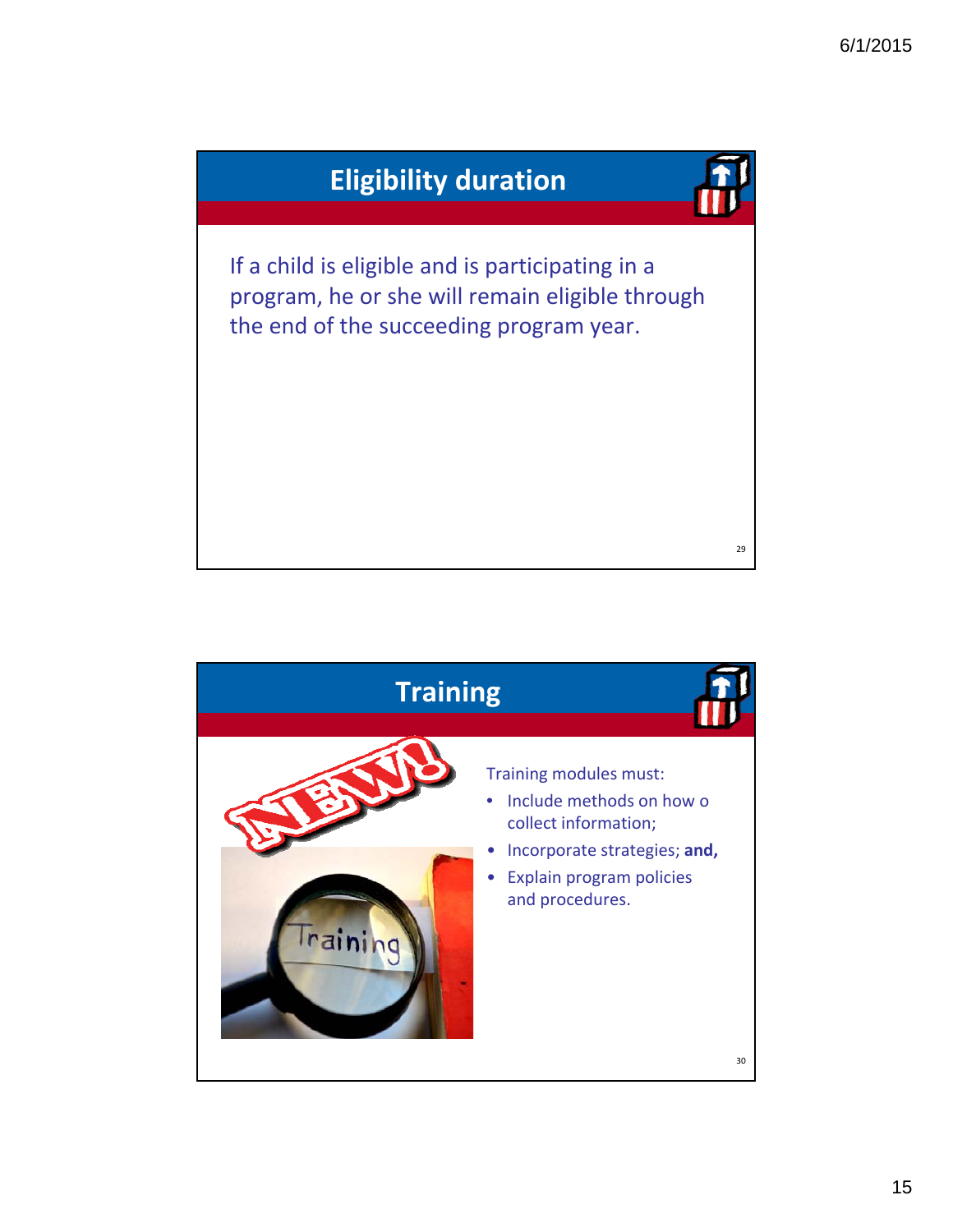## Eligibility duration

If a child is eligible and is participating in a program, he or she will remain eligible through the end of the succeeding program year.

## Training

Training modules must:

- Include methods on how o collect information;
- Incorporate strategies; **and,**
- Explain program policies and procedures.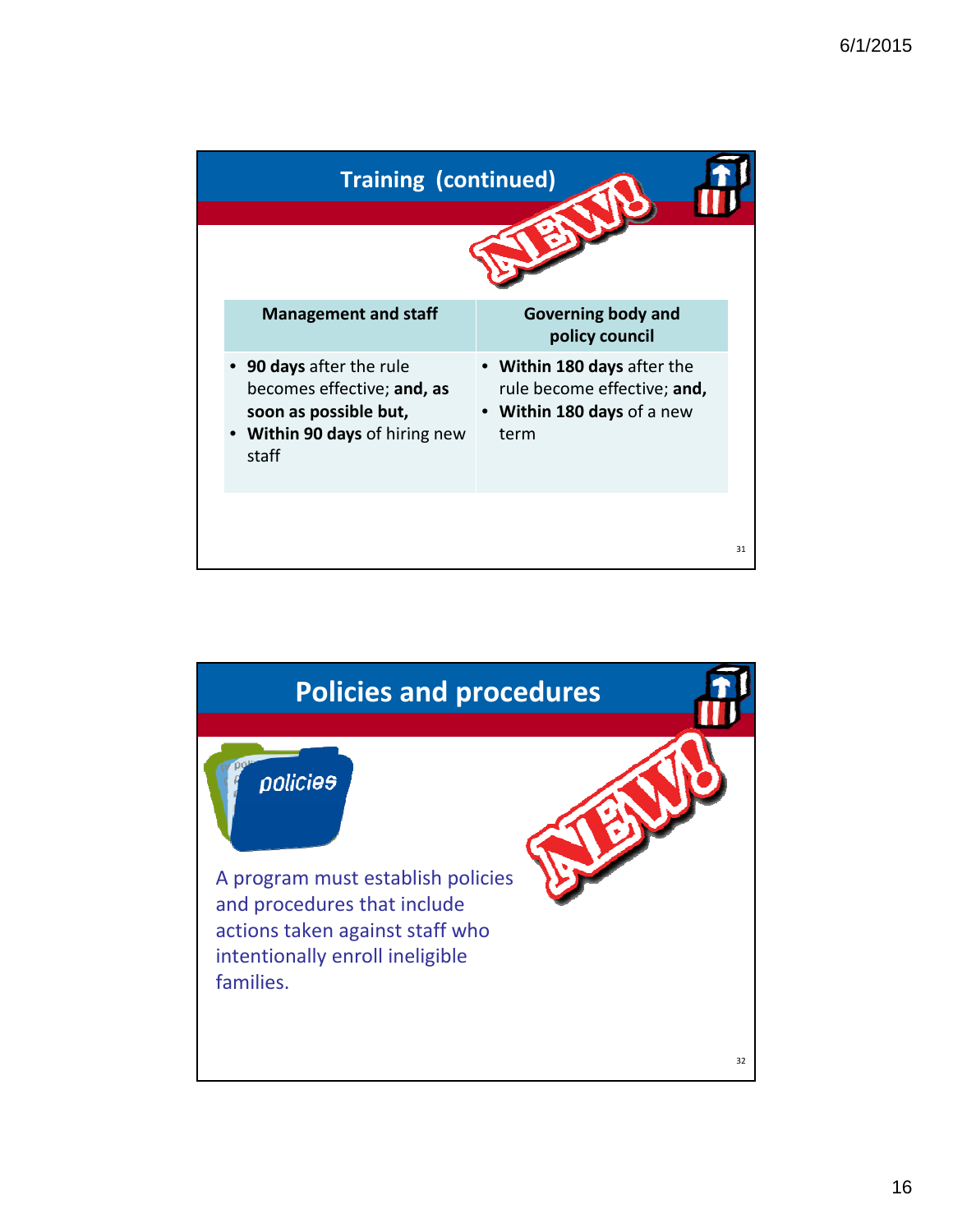## Training (continued)

NEW!

| Management and staff | Governing body and policy council |
|---|---|
| • **90 days** after the rule becomes effective; **and, as soon as possible but,** <br>• **Within 90 days** of hiring new staff | • **Within 180 days** after the rule become effective; **and,** <br>• **Within 180 days** of a new term |

## Policies and procedures

NEW!

policies

A program must establish policies and procedures that include actions taken against staff who intentionally enroll ineligible families.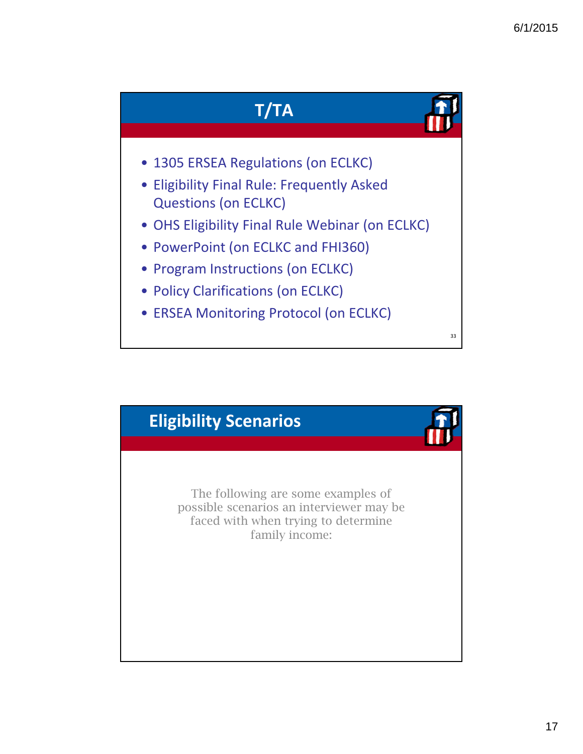## T/TA

- 1305 ERSEA Regulations (on ECLKC)
- Eligibility Final Rule: Frequently Asked Questions (on ECLKC)
- OHS Eligibility Final Rule Webinar (on ECLKC)
- PowerPoint (on ECLKC and FHI360)
- Program Instructions (on ECLKC)
- Policy Clarifications (on ECLKC)
- ERSEA Monitoring Protocol (on ECLKC)

## Eligibility Scenarios

The following are some examples of possible scenarios an interviewer may be faced with when trying to determine family income: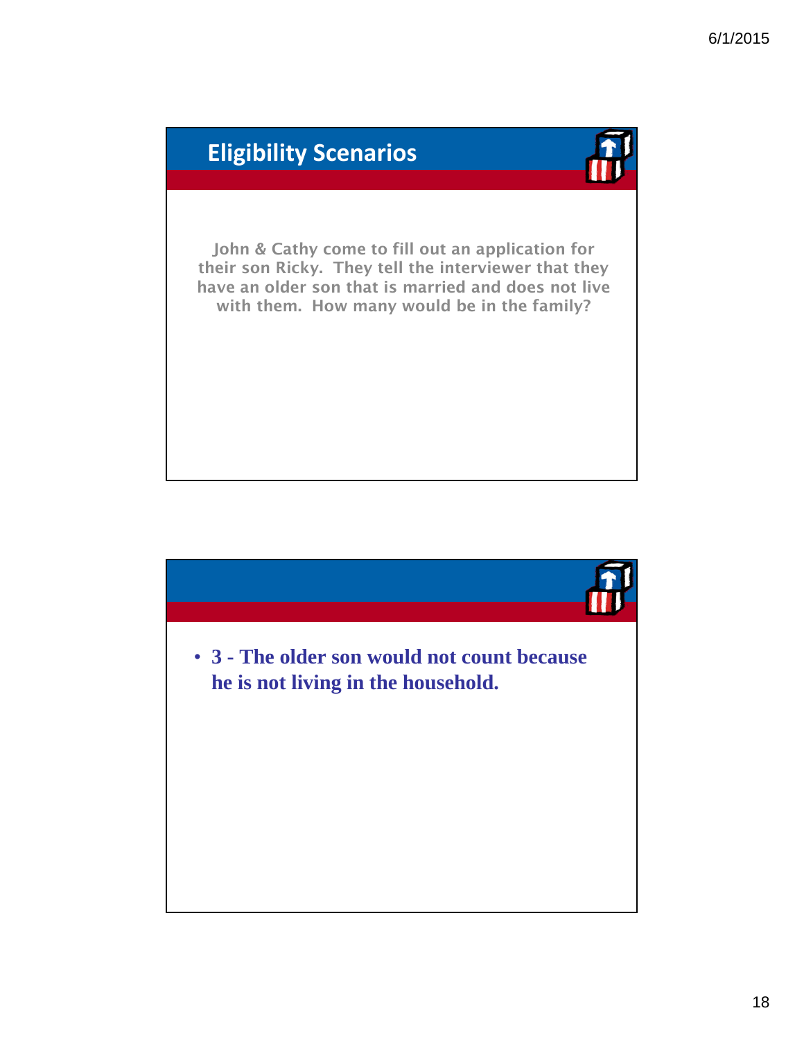## Eligibility Scenarios

John & Cathy come to fill out an application for their son Ricky. They tell the interviewer that they have an older son that is married and does not live with them. How many would be in the family?

- **3 - The older son would not count because he is not living in the household.**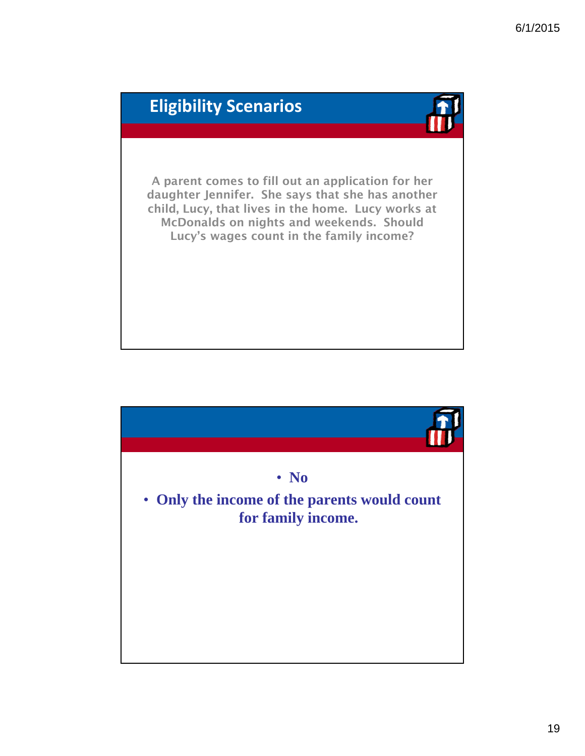## Eligibility Scenarios

A parent comes to fill out an application for her daughter Jennifer. She says that she has another child, Lucy, that lives in the home. Lucy works at McDonalds on nights and weekends. Should Lucy's wages count in the family income?

- **No**
- **Only the income of the parents would count for family income.**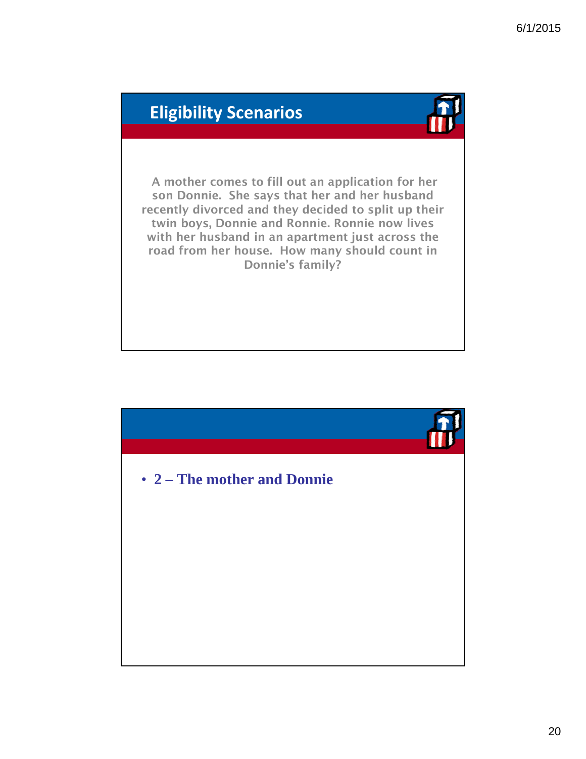## Eligibility Scenarios

A mother comes to fill out an application for her son Donnie. She says that her and her husband recently divorced and they decided to split up their twin boys, Donnie and Ronnie. Ronnie now lives with her husband in an apartment just across the road from her house. How many should count in Donnie's family?

- **2 – The mother and Donnie**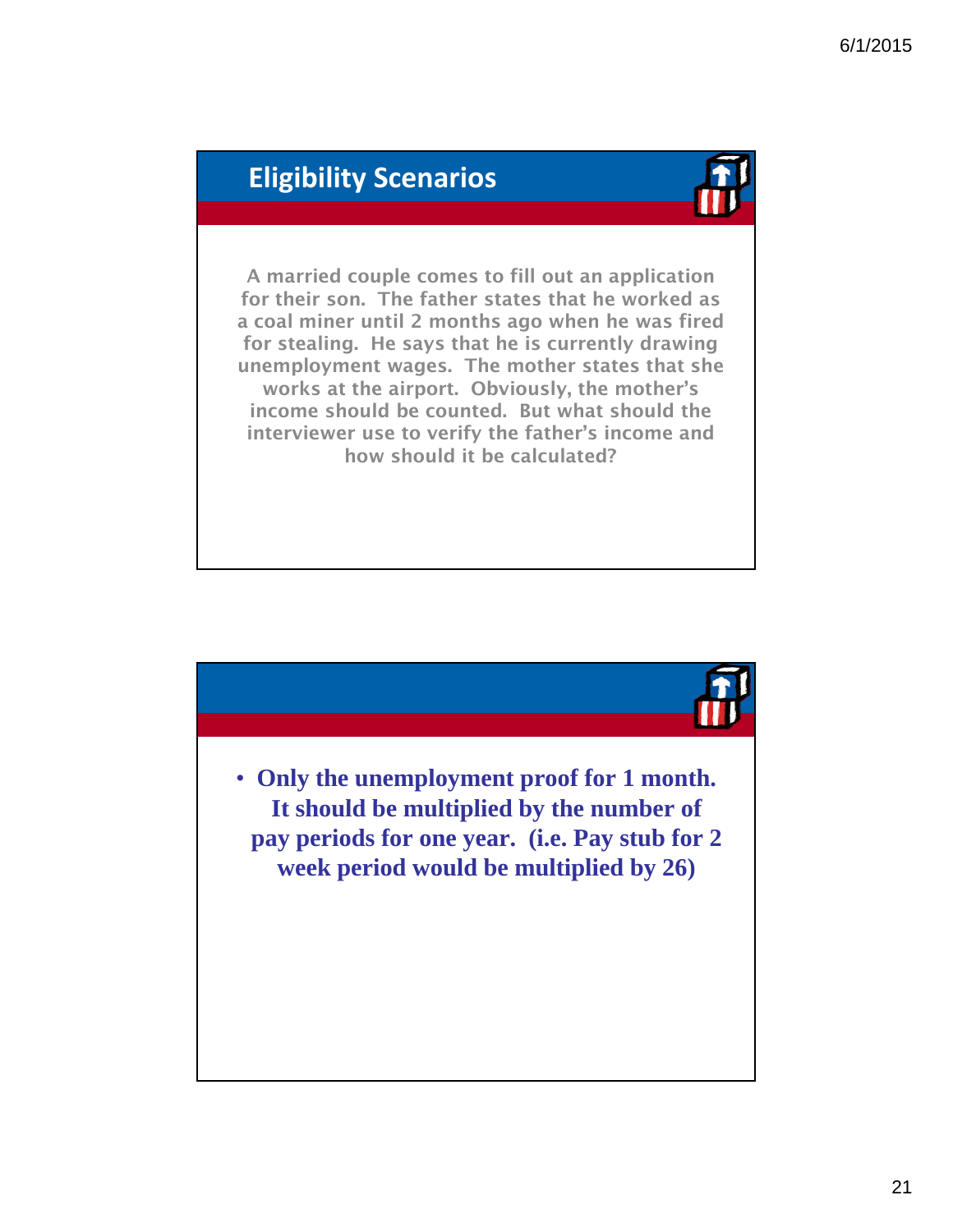## Eligibility Scenarios

A married couple comes to fill out an application for their son. The father states that he worked as a coal miner until 2 months ago when he was fired for stealing. He says that he is currently drawing unemployment wages. The mother states that she works at the airport. Obviously, the mother's income should be counted. But what should the interviewer use to verify the father's income and how should it be calculated?

- **Only the unemployment proof for 1 month. It should be multiplied by the number of pay periods for one year. (i.e. Pay stub for 2 week period would be multiplied by 26)**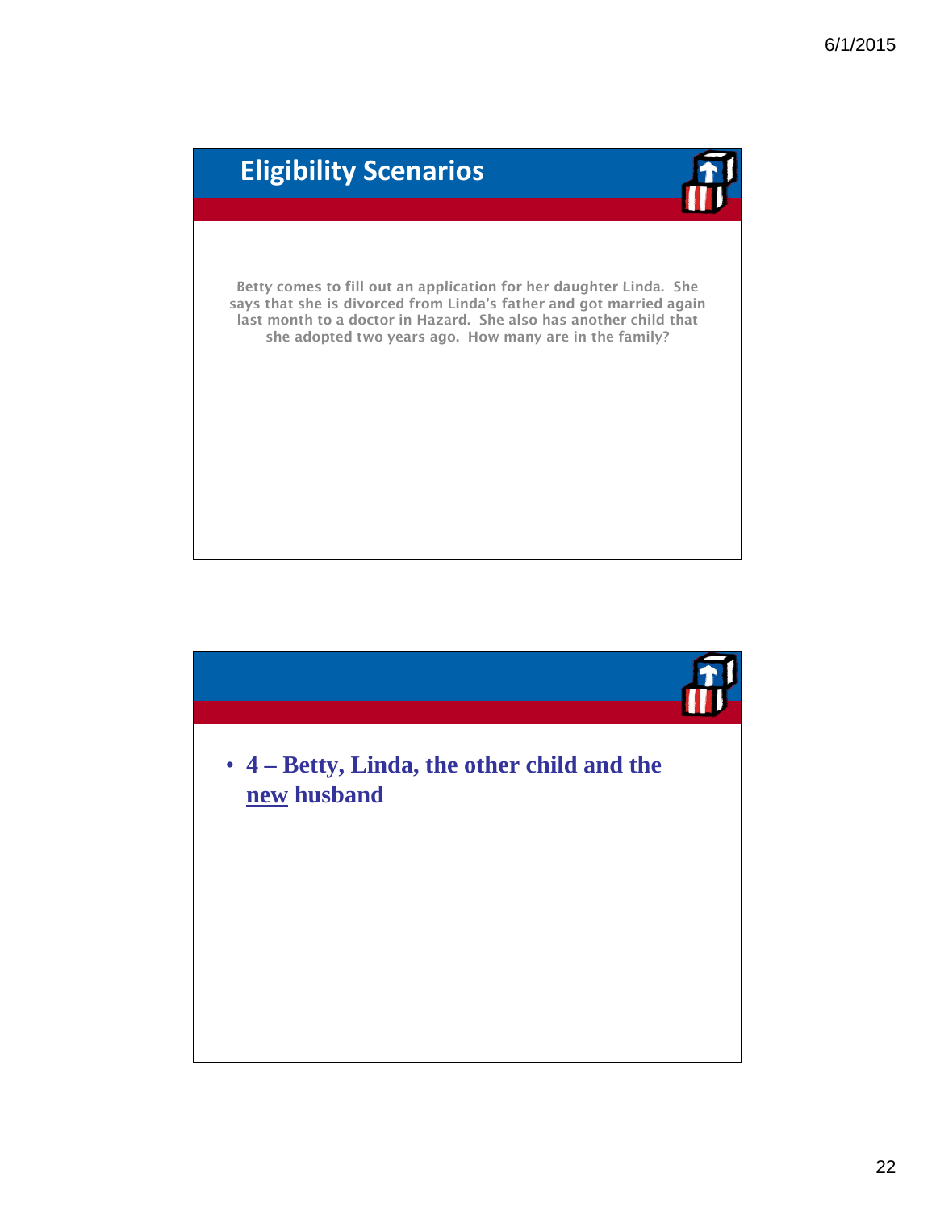## Eligibility Scenarios

Betty comes to fill out an application for her daughter Linda. She says that she is divorced from Linda's father and got married again last month to a doctor in Hazard. She also has another child that she adopted two years ago. How many are in the family?

- **4 – Betty, Linda, the other child and the <u>new</u> husband**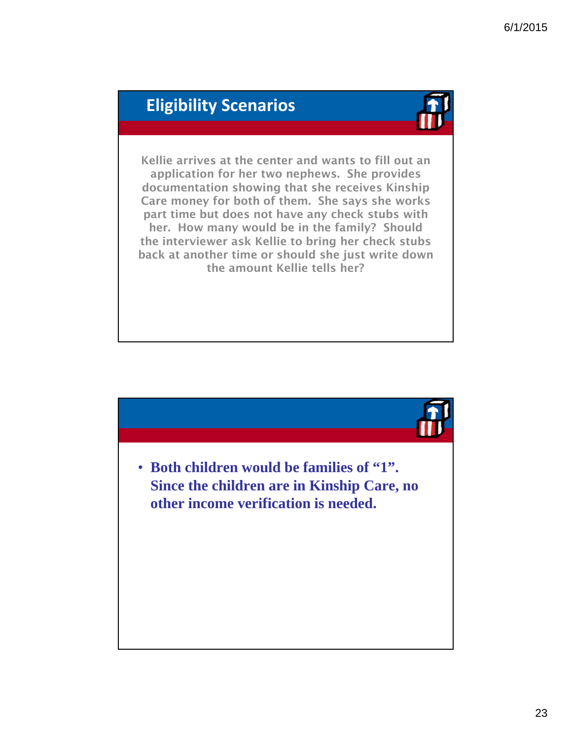## Eligibility Scenarios

Kellie arrives at the center and wants to fill out an application for her two nephews. She provides documentation showing that she receives Kinship Care money for both of them. She says she works part time but does not have any check stubs with her. How many would be in the family? Should the interviewer ask Kellie to bring her check stubs back at another time or should she just write down the amount Kellie tells her?

- **Both children would be families of "1". Since the children are in Kinship Care, no other income verification is needed.**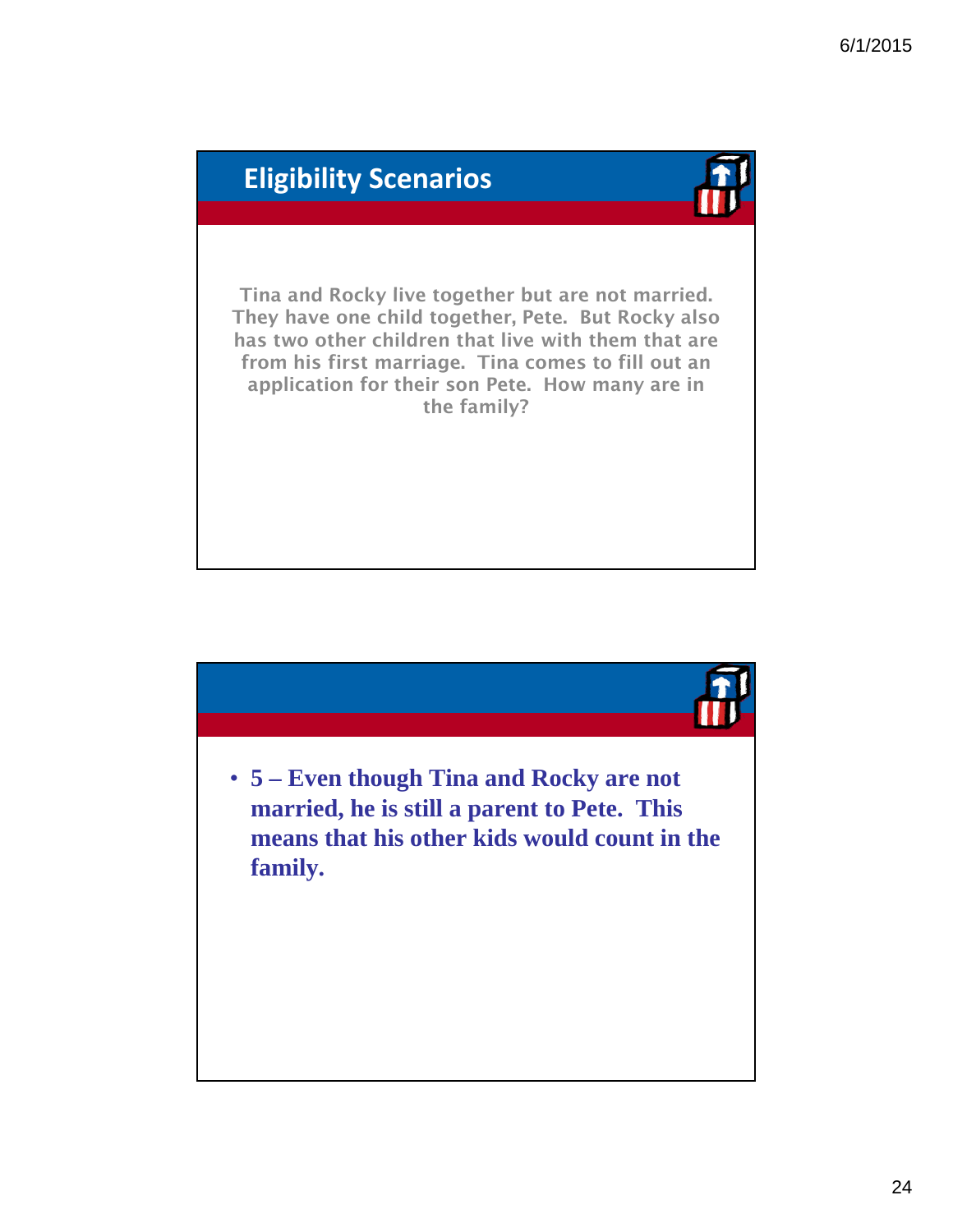## Eligibility Scenarios

Tina and Rocky live together but are not married. They have one child together, Pete. But Rocky also has two other children that live with them that are from his first marriage. Tina comes to fill out an application for their son Pete. How many are in the family?

- **5 – Even though Tina and Rocky are not married, he is still a parent to Pete. This means that his other kids would count in the family.**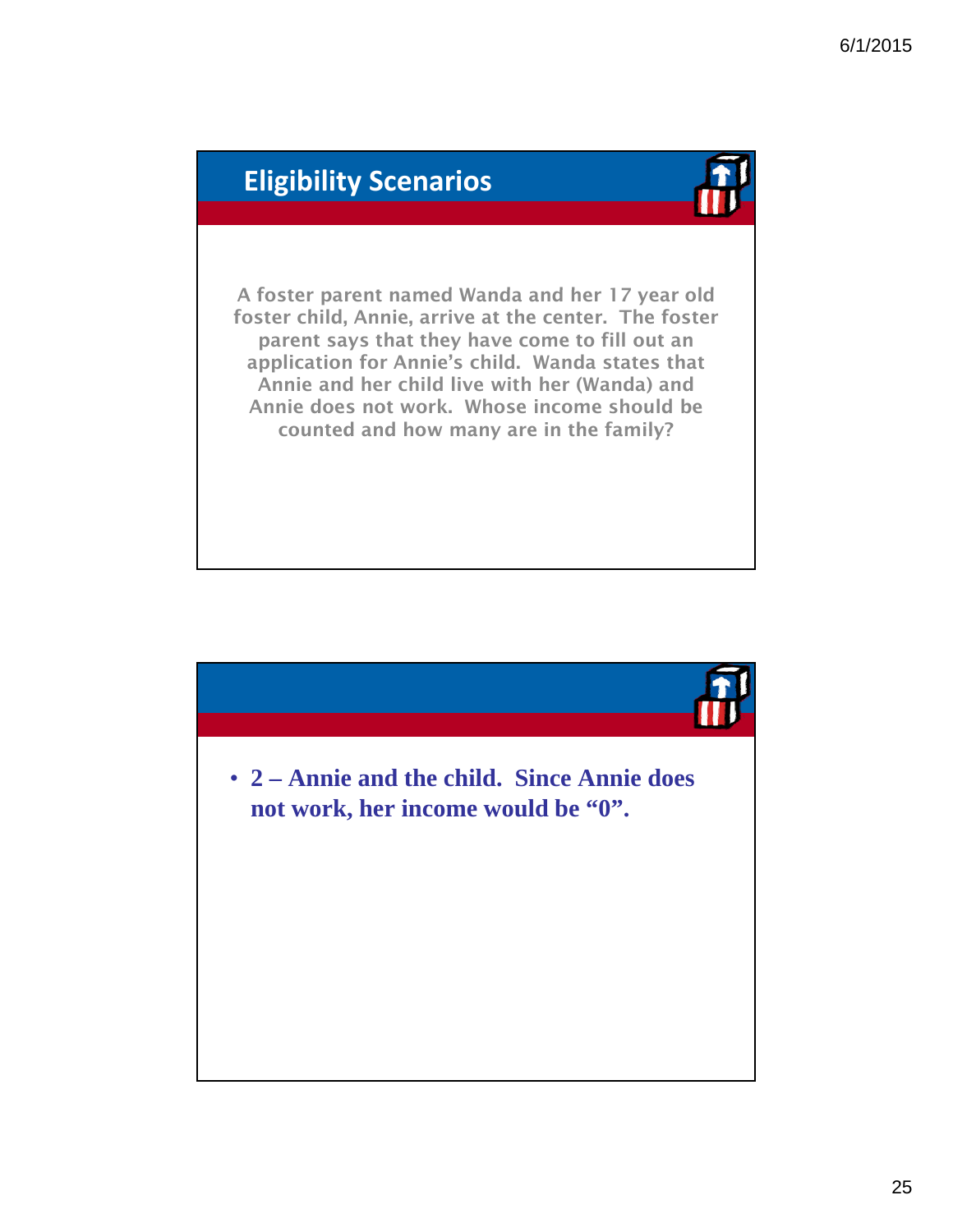## Eligibility Scenarios

A foster parent named Wanda and her 17 year old foster child, Annie, arrive at the center. The foster parent says that they have come to fill out an application for Annie's child. Wanda states that Annie and her child live with her (Wanda) and Annie does not work. Whose income should be counted and how many are in the family?

- **2 – Annie and the child. Since Annie does not work, her income would be "0".**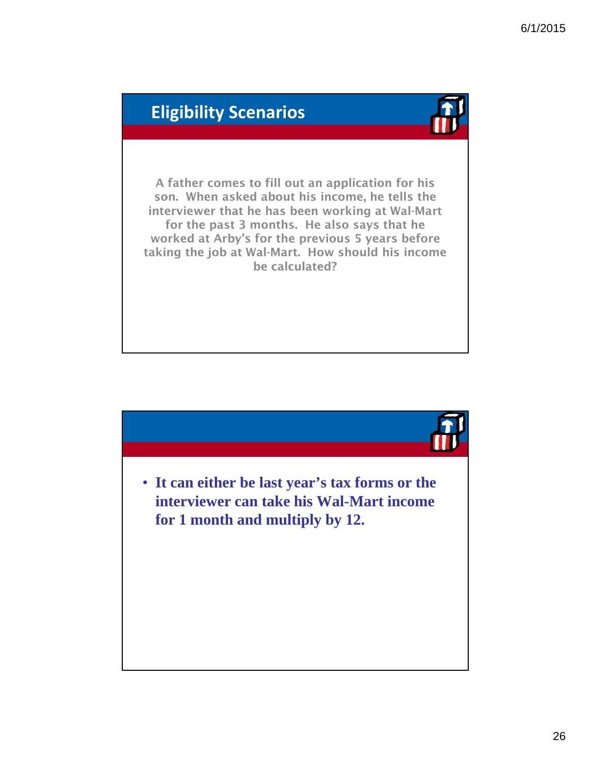## Eligibility Scenarios

A father comes to fill out an application for his son. When asked about his income, he tells the interviewer that he has been working at Wal-Mart for the past 3 months. He also says that he worked at Arby's for the previous 5 years before taking the job at Wal-Mart. How should his income be calculated?

- **It can either be last year's tax forms or the interviewer can take his Wal-Mart income for 1 month and multiply by 12.**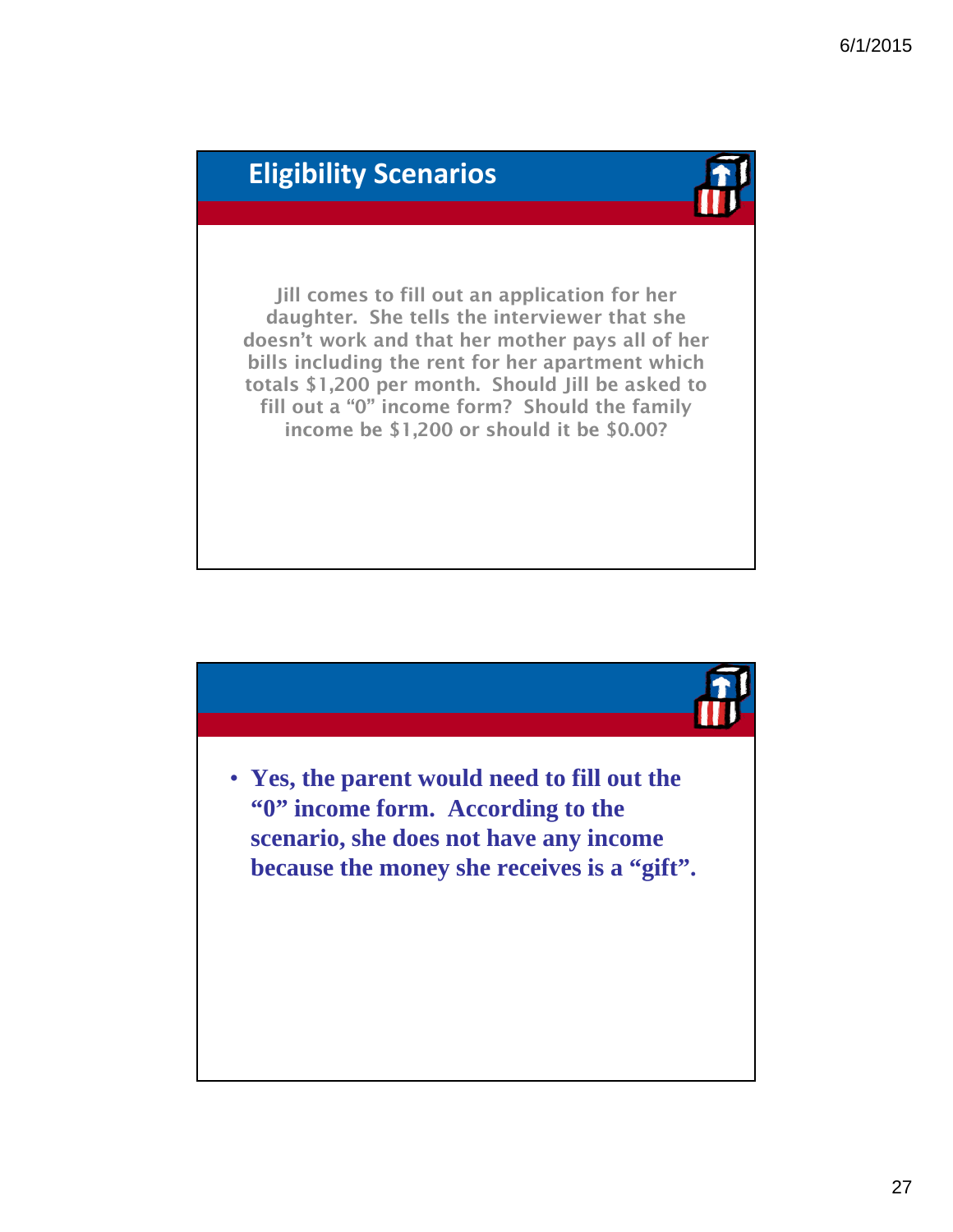## Eligibility Scenarios

Jill comes to fill out an application for her daughter. She tells the interviewer that she doesn't work and that her mother pays all of her bills including the rent for her apartment which totals $1,200 per month. Should Jill be asked to fill out a "0" income form? Should the family income be $1,200 or should it be $0.00?

- **Yes, the parent would need to fill out the "0" income form. According to the scenario, she does not have any income because the money she receives is a "gift".**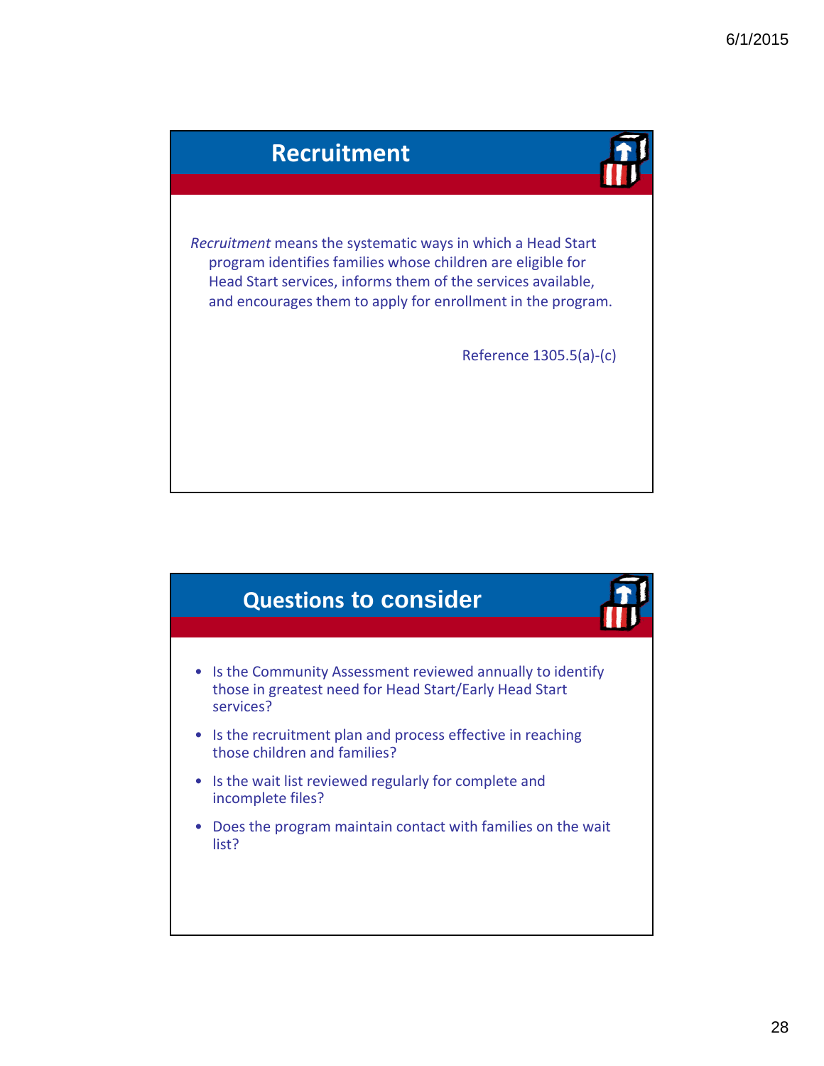## Recruitment

*Recruitment* means the systematic ways in which a Head Start program identifies families whose children are eligible for Head Start services, informs them of the services available, and encourages them to apply for enrollment in the program.

Reference 1305.5(a)-(c)

## Questions to consider

- Is the Community Assessment reviewed annually to identify those in greatest need for Head Start/Early Head Start services?
- Is the recruitment plan and process effective in reaching those children and families?
- Is the wait list reviewed regularly for complete and incomplete files?
- Does the program maintain contact with families on the wait list?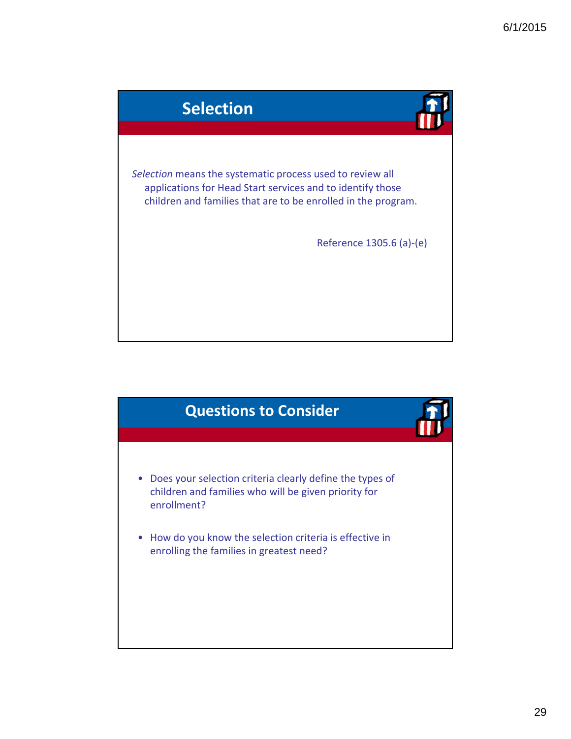## Selection

*Selection* means the systematic process used to review all applications for Head Start services and to identify those children and families that are to be enrolled in the program.

Reference 1305.6 (a)-(e)

## Questions to Consider

- Does your selection criteria clearly define the types of children and families who will be given priority for enrollment?
- How do you know the selection criteria is effective in enrolling the families in greatest need?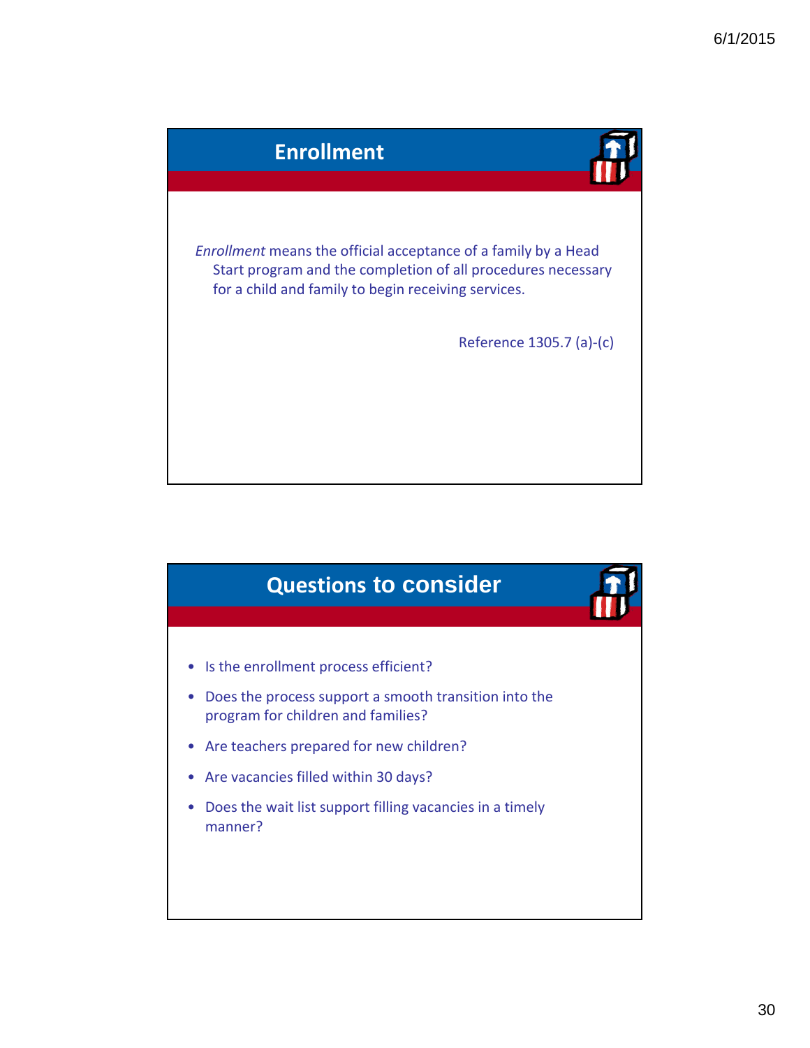## Enrollment

*Enrollment* means the official acceptance of a family by a Head Start program and the completion of all procedures necessary for a child and family to begin receiving services.

Reference 1305.7 (a)-(c)

## Questions to consider

- Is the enrollment process efficient?
- Does the process support a smooth transition into the program for children and families?
- Are teachers prepared for new children?
- Are vacancies filled within 30 days?
- Does the wait list support filling vacancies in a timely manner?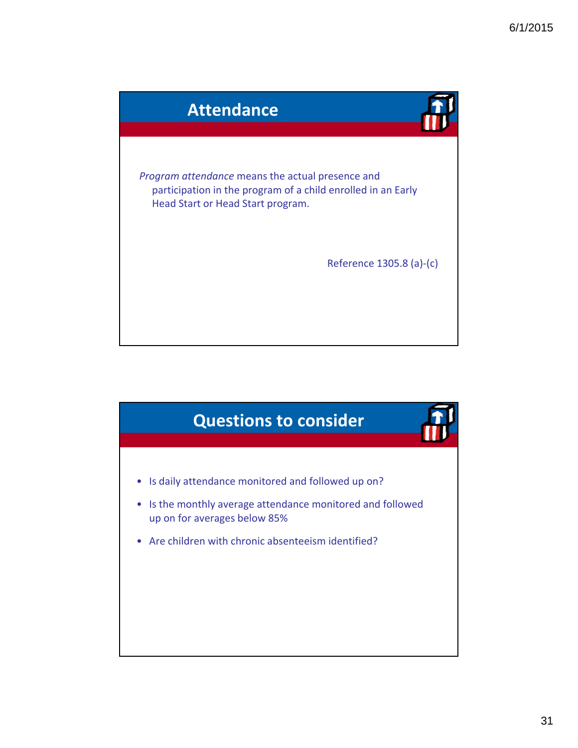## Attendance

*Program attendance* means the actual presence and participation in the program of a child enrolled in an Early Head Start or Head Start program.

Reference 1305.8 (a)-(c)

## Questions to consider

- Is daily attendance monitored and followed up on?
- Is the monthly average attendance monitored and followed up on for averages below 85%
- Are children with chronic absenteeism identified?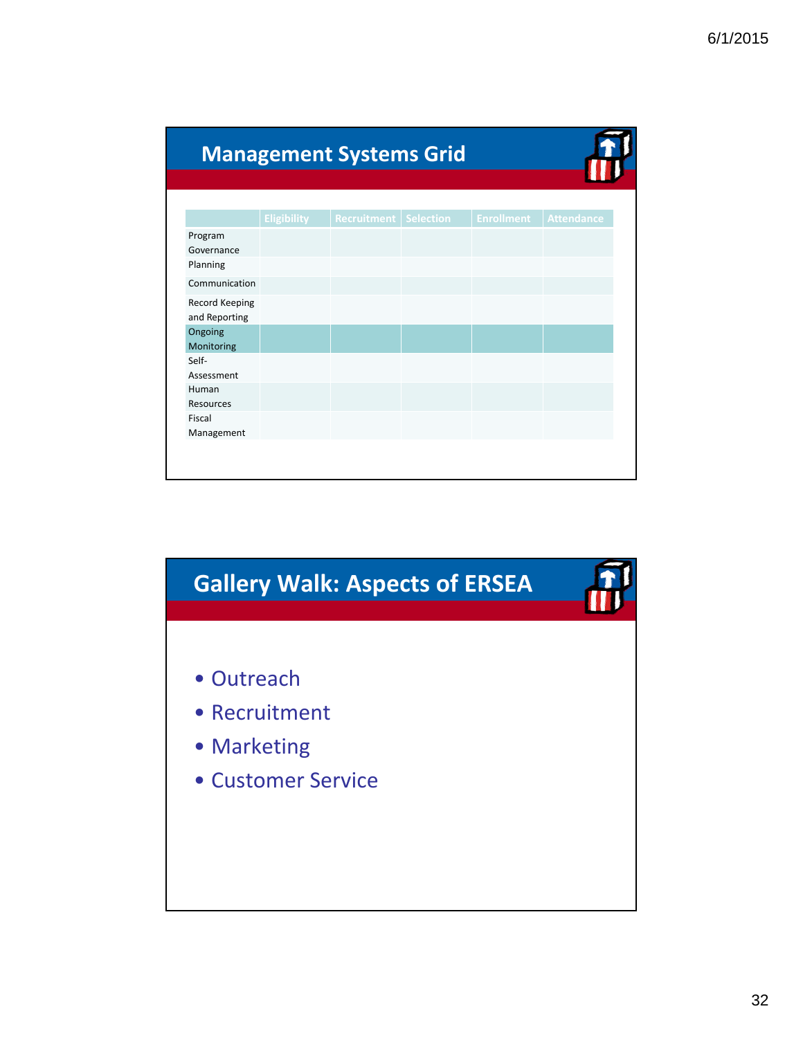## Management Systems Grid

| | Eligibility | Recruitment | Selection | Enrollment | Attendance |
|---|---|---|---|---|---|
| Program Governance | | | | | |
| Planning | | | | | |
| Communication | | | | | |
| Record Keeping and Reporting | | | | | |
| Ongoing Monitoring | | | | | |
| Self-Assessment | | | | | |
| Human Resources | | | | | |
| Fiscal Management | | | | | |

## Gallery Walk: Aspects of ERSEA

- Outreach
- Recruitment
- Marketing
- Customer Service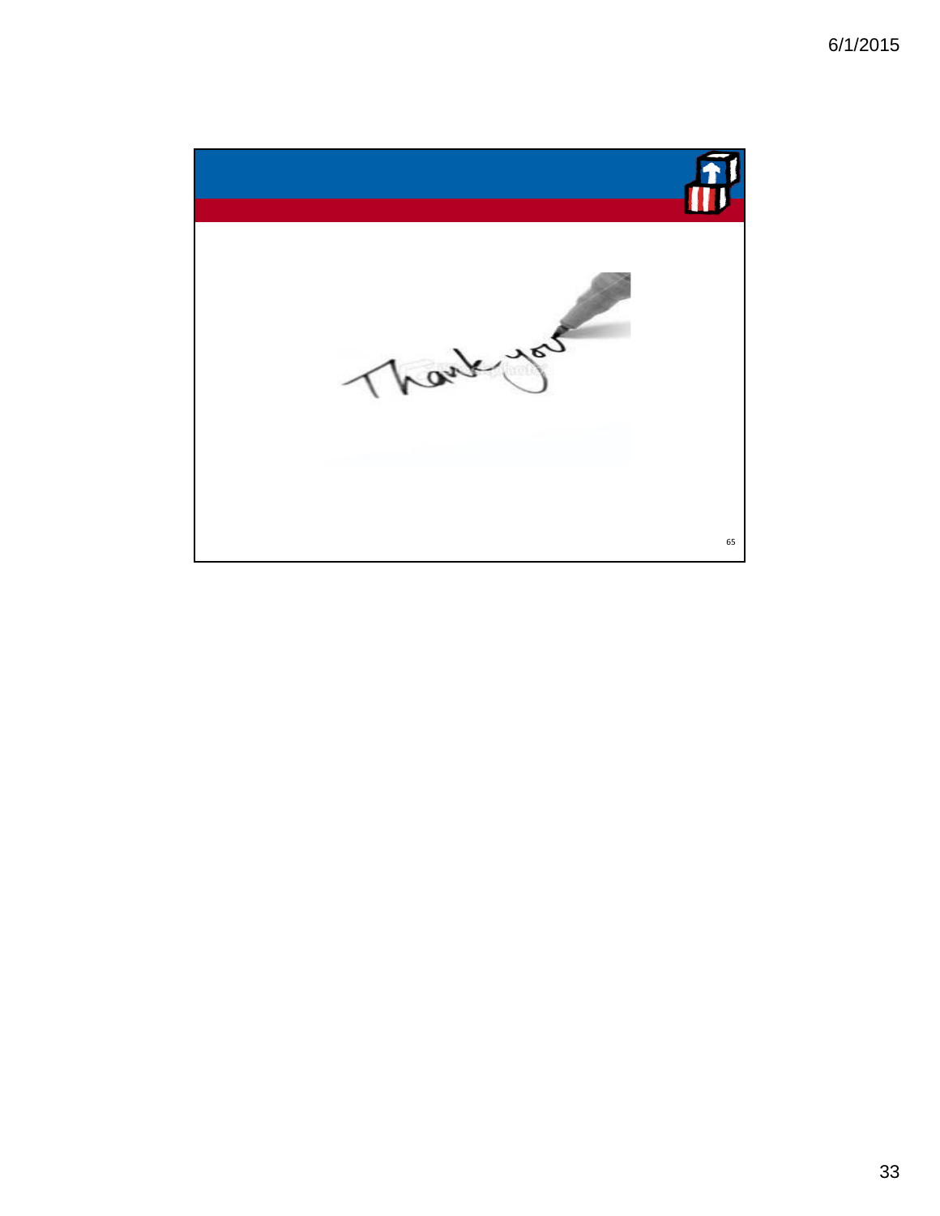Thank you